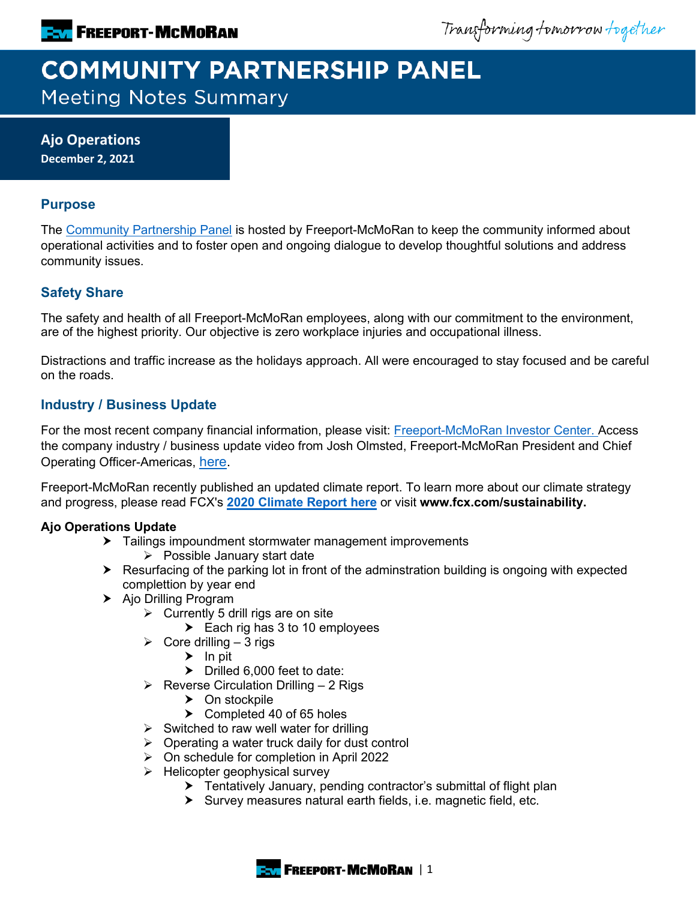# COMMUNITY PARTNERSHIP PANEL

Meeting Notes Summary

**Ajo Operations**
**December 2, 2021**

## Purpose

The Community Partnership Panel is hosted by Freeport-McMoRan to keep the community informed about operational activities and to foster open and ongoing dialogue to develop thoughtful solutions and address community issues.

## Safety Share

The safety and health of all Freeport-McMoRan employees, along with our commitment to the environment, are of the highest priority. Our objective is zero workplace injuries and occupational illness.

Distractions and traffic increase as the holidays approach. All were encouraged to stay focused and be careful on the roads.

## Industry / Business Update

For the most recent company financial information, please visit: Freeport-McMoRan Investor Center. Access the company industry / business update video from Josh Olmsted, Freeport-McMoRan President and Chief Operating Officer-Americas, here.

Freeport-McMoRan recently published an updated climate report. To learn more about our climate strategy and progress, please read FCX's **2020 Climate Report here** or visit **www.fcx.com/sustainability.**

**Ajo Operations Update**

- Tailings impoundment stormwater management improvements
  - Possible January start date
- Resurfacing of the parking lot in front of the adminstration building is ongoing with expected copmlettion by year end
- Ajo Drilling Program
  - Currently 5 drill rigs are on site
    - Each rig has 3 to 10 employees
  - Core drilling – 3 rigs
    - In pit
    - Drilled 6,000 feet to date:
  - Reverse Circulation Drilling – 2 Rigs
    - On stockpile
    - Completed 40 of 65 holes
  - Switched to raw well water for drilling
  - Operating a water truck daily for dust control
  - On schedule for completion in April 2022
  - Helicopter geophysical survey
    - Tentatively January, pending contractor's submittal of flight plan
    - Survey measures natural earth fields, i.e. magnetic field, etc.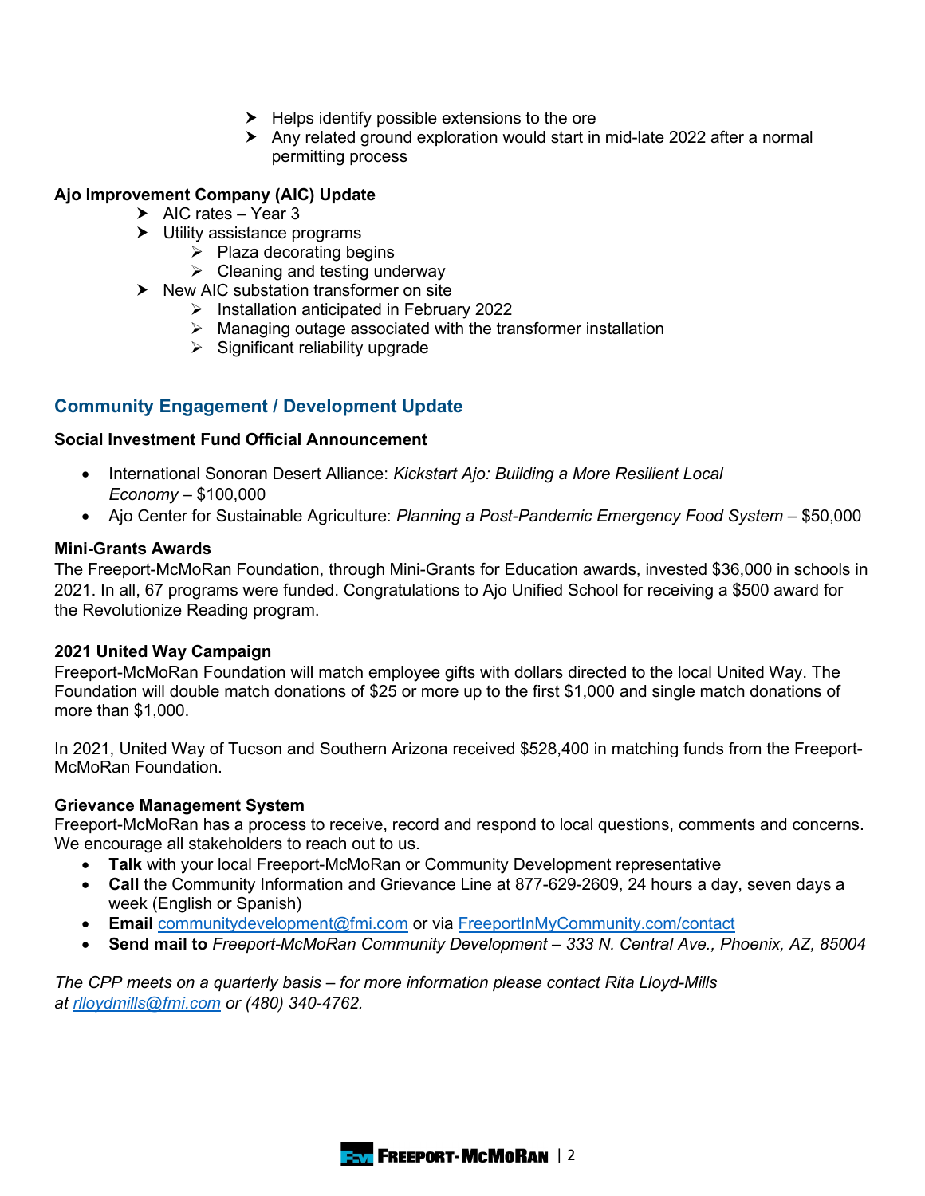- Helps identify possible extensions to the ore
- Any related ground exploration would start in mid-late 2022 after a normal permitting process

**Ajo Improvement Company (AIC) Update**

- AIC rates – Year 3
- Utility assistance programs
  - Plaza decorating begins
  - Cleaning and testing underway
- New AIC substation transformer on site
  - Installation anticipated in February 2022
  - Managing outage associated with the transformer installation
  - Significant reliability upgrade

## Community Engagement / Development Update

**Social Investment Fund Official Announcement**

- International Sonoran Desert Alliance: *Kickstart Ajo: Building a More Resilient Local Economy* – $100,000
- Ajo Center for Sustainable Agriculture: *Planning a Post-Pandemic Emergency Food System* – $50,000

**Mini-Grants Awards**

The Freeport-McMoRan Foundation, through Mini-Grants for Education awards, invested $36,000 in schools in 2021. In all, 67 programs were funded. Congratulations to Ajo Unified School for receiving a $500 award for the Revolutionize Reading program.

**2021 United Way Campaign**

Freeport-McMoRan Foundation will match employee gifts with dollars directed to the local United Way. The Foundation will double match donations of $25 or more up to the first $1,000 and single match donations of more than $1,000.

In 2021, United Way of Tucson and Southern Arizona received $528,400 in matching funds from the Freeport-McMoRan Foundation.

**Grievance Management System**

Freeport-McMoRan has a process to receive, record and respond to local questions, comments and concerns. We encourage all stakeholders to reach out to us.

- **Talk** with your local Freeport-McMoRan or Community Development representative
- **Call** the Community Information and Grievance Line at 877-629-2609, 24 hours a day, seven days a week (English or Spanish)
- **Email** communitydevelopment@fmi.com or via FreeportInMyCommunity.com/contact
- **Send mail to** *Freeport-McMoRan Community Development – 333 N. Central Ave., Phoenix, AZ, 85004*

*The CPP meets on a quarterly basis – for more information please contact Rita Lloyd-Mills at rlloydmills@fmi.com or (480) 340-4762.*